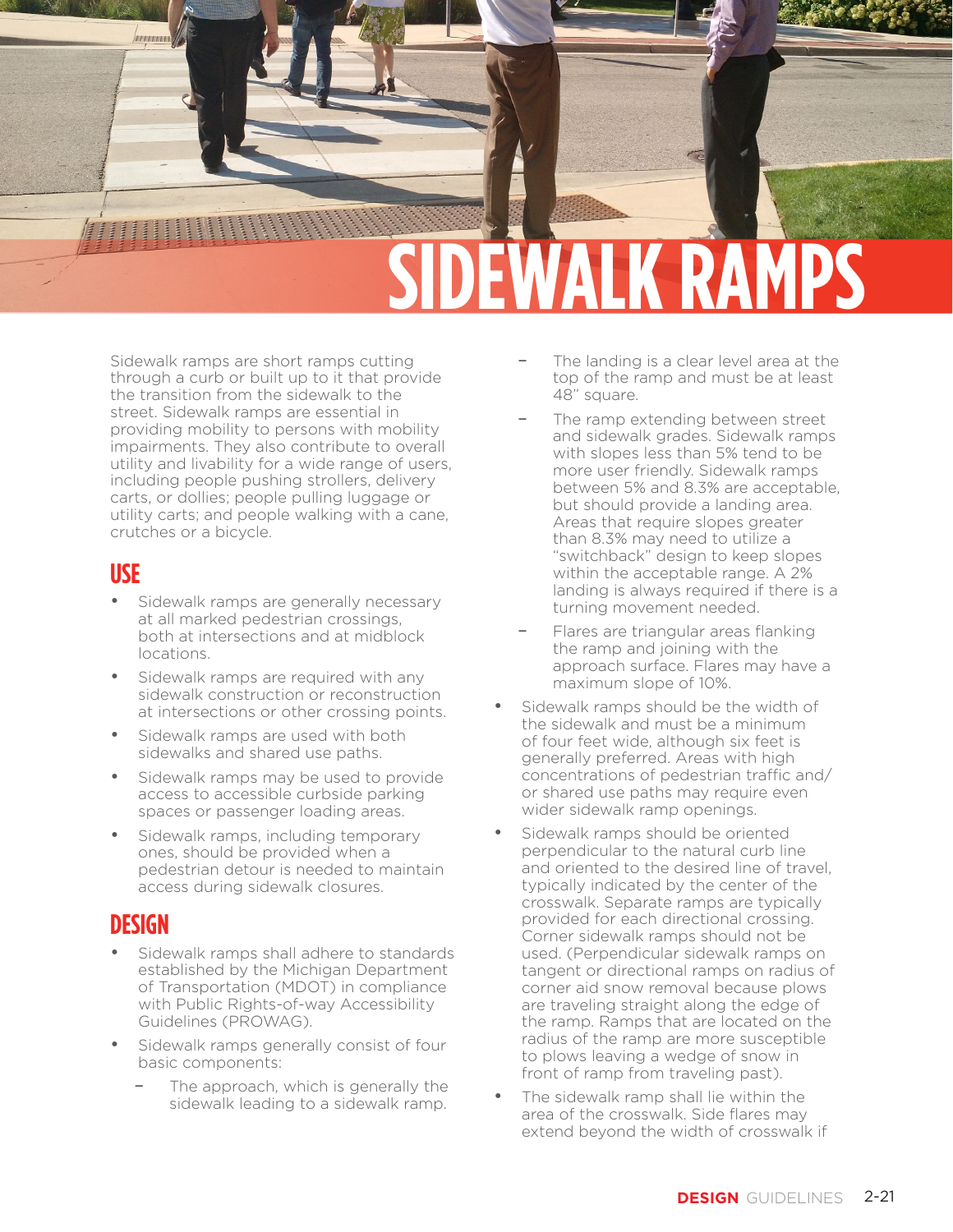# SIDEWALK RAMPS

Sidewalk ramps are short ramps cutting through a curb or built up to it that provide the transition from the sidewalk to the street. Sidewalk ramps are essential in providing mobility to persons with mobility impairments. They also contribute to overall utility and livability for a wide range of users, including people pushing strollers, delivery carts, or dollies; people pulling luggage or utility carts; and people walking with a cane, crutches or a bicycle.

## USE

- Sidewalk ramps are generally necessary at all marked pedestrian crossings, both at intersections and at midblock locations.
- Sidewalk ramps are required with any sidewalk construction or reconstruction at intersections or other crossing points.
- Sidewalk ramps are used with both sidewalks and shared use paths.
- Sidewalk ramps may be used to provide access to accessible curbside parking spaces or passenger loading areas.
- Sidewalk ramps, including temporary ones, should be provided when a pedestrian detour is needed to maintain access during sidewalk closures.

## DESIGN

- Sidewalk ramps shall adhere to standards established by the Michigan Department of Transportation (MDOT) in compliance with Public Rights-of-way Accessibility Guidelines (PROWAG).
- Sidewalk ramps generally consist of four basic components:
  - The approach, which is generally the sidewalk leading to a sidewalk ramp.
  - The landing is a clear level area at the top of the ramp and must be at least 48" square.
  - The ramp extending between street and sidewalk grades. Sidewalk ramps with slopes less than 5% tend to be more user friendly. Sidewalk ramps between 5% and 8.3% are acceptable, but should provide a landing area. Areas that require slopes greater than 8.3% may need to utilize a "switchback" design to keep slopes within the acceptable range. A 2% landing is always required if there is a turning movement needed.
  - Flares are triangular areas flanking the ramp and joining with the approach surface. Flares may have a maximum slope of 10%.
- Sidewalk ramps should be the width of the sidewalk and must be a minimum of four feet wide, although six feet is generally preferred. Areas with high concentrations of pedestrian traffic and/or shared use paths may require even wider sidewalk ramp openings.
- Sidewalk ramps should be oriented perpendicular to the natural curb line and oriented to the desired line of travel, typically indicated by the center of the crosswalk. Separate ramps are typically provided for each directional crossing. Corner sidewalk ramps should not be used. (Perpendicular sidewalk ramps on tangent or directional ramps on radius of corner aid snow removal because plows are traveling straight along the edge of the ramp. Ramps that are located on the radius of the ramp are more susceptible to plows leaving a wedge of snow in front of ramp from traveling past).
- The sidewalk ramp shall lie within the area of the crosswalk. Side flares may extend beyond the width of crosswalk if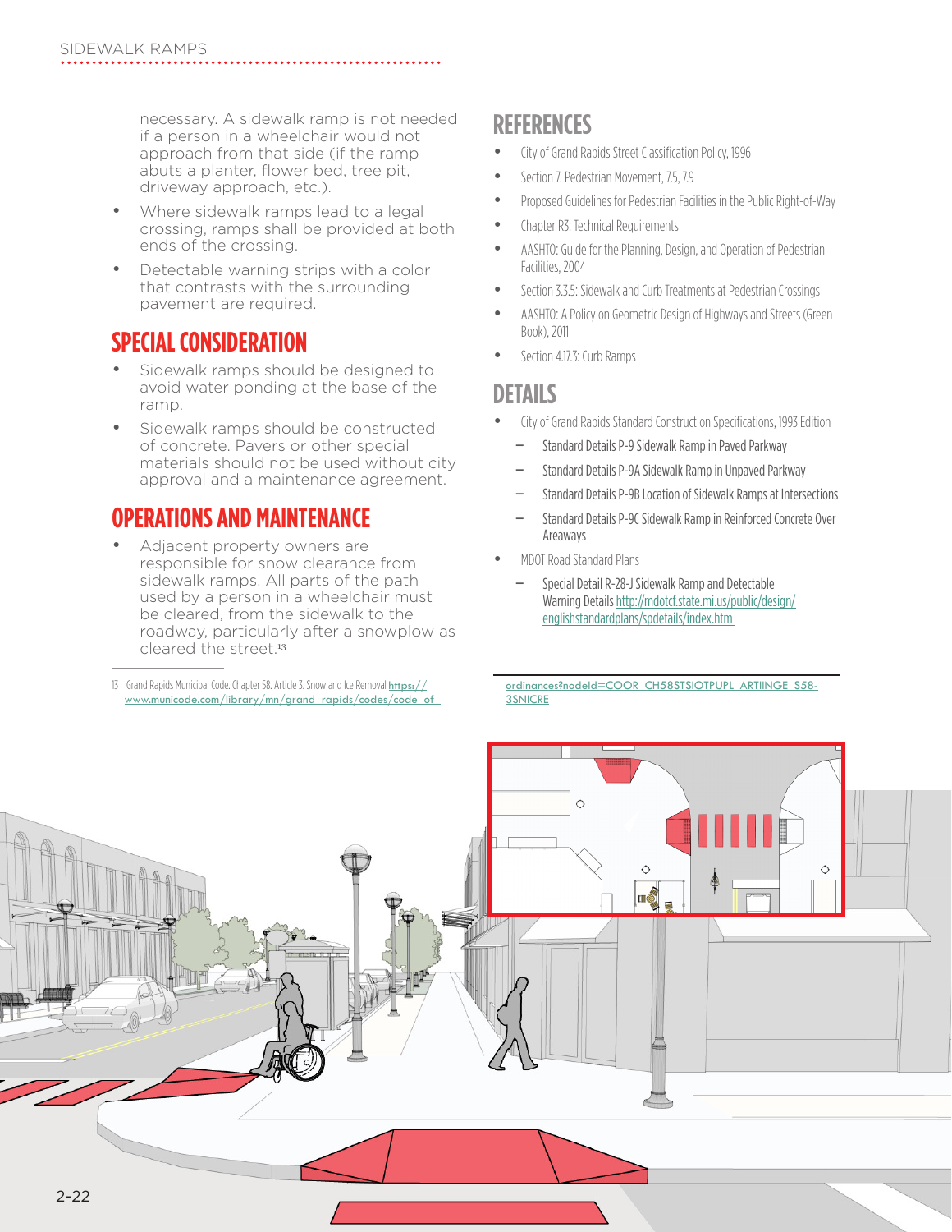necessary. A sidewalk ramp is not needed if a person in a wheelchair would not approach from that side (if the ramp abuts a planter, flower bed, tree pit, driveway approach, etc.).

- Where sidewalk ramps lead to a legal crossing, ramps shall be provided at both ends of the crossing.
- Detectable warning strips with a color that contrasts with the surrounding pavement are required.

## SPECIAL CONSIDERATION

- Sidewalk ramps should be designed to avoid water ponding at the base of the ramp.
- Sidewalk ramps should be constructed of concrete. Pavers or other special materials should not be used without city approval and a maintenance agreement.

## OPERATIONS AND MAINTENANCE

- Adjacent property owners are responsible for snow clearance from sidewalk ramps. All parts of the path used by a person in a wheelchair must be cleared, from the sidewalk to the roadway, particularly after a snowplow as cleared the street.[13]

## REFERENCES

- City of Grand Rapids Street Classification Policy, 1996
- Section 7. Pedestrian Movement, 7.5, 7.9
- Proposed Guidelines for Pedestrian Facilities in the Public Right-of-Way
- Chapter R3: Technical Requirements
- AASHTO: Guide for the Planning, Design, and Operation of Pedestrian Facilities, 2004
- Section 3.3.5: Sidewalk and Curb Treatments at Pedestrian Crossings
- AASHTO: A Policy on Geometric Design of Highways and Streets (Green Book), 2011
- Section 4.17.3: Curb Ramps

## DETAILS

- City of Grand Rapids Standard Construction Specifications, 1993 Edition
  - Standard Details P-9 Sidewalk Ramp in Paved Parkway
  - Standard Details P-9A Sidewalk Ramp in Unpaved Parkway
  - Standard Details P-9B Location of Sidewalk Ramps at Intersections
  - Standard Details P-9C Sidewalk Ramp in Reinforced Concrete Over Areaways
- MDOT Road Standard Plans
  - Special Detail R-28-J Sidewalk Ramp and Detectable Warning Details http://mdotcf.state.mi.us/public/design/englishstandardplans/spdetails/index.htm

---

13 Grand Rapids Municipal Code. Chapter 58. Article 3. Snow and Ice Removal https://www.municode.com/library/mn/grand_rapids/codes/code_of_ordinances?nodeId=COOR_CH58STSIOTPUPL_ARTIINGE_S58-3SNICRE